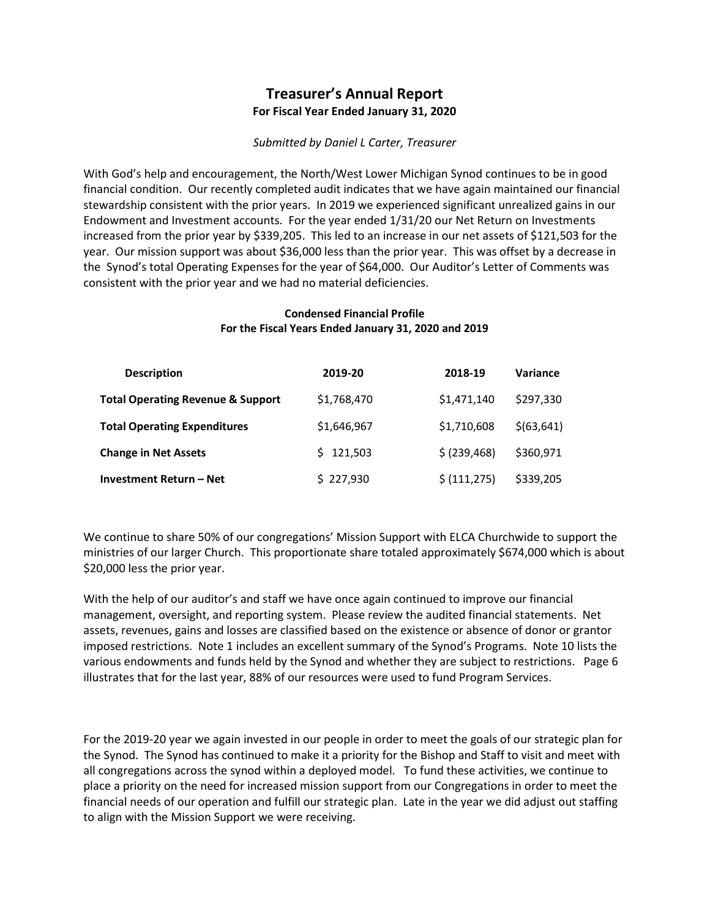# Treasurer's Annual Report

**For Fiscal Year Ended January 31, 2020**

*Submitted by Daniel L Carter, Treasurer*

With God's help and encouragement, the North/West Lower Michigan Synod continues to be in good financial condition. Our recently completed audit indicates that we have again maintained our financial stewardship consistent with the prior years. In 2019 we experienced significant unrealized gains in our Endowment and Investment accounts. For the year ended 1/31/20 our Net Return on Investments increased from the prior year by $339,205. This led to an increase in our net assets of $121,503 for the year. Our mission support was about $36,000 less than the prior year. This was offset by a decrease in the Synod's total Operating Expenses for the year of $64,000. Our Auditor's Letter of Comments was consistent with the prior year and we had no material deficiencies.

**Condensed Financial Profile**
**For the Fiscal Years Ended January 31, 2020 and 2019**

| Description | 2019-20 | 2018-19 | Variance |
|---|---|---|---|
| **Total Operating Revenue & Support** | $1,768,470 | $1,471,140 | $297,330 |
| **Total Operating Expenditures** | $1,646,967 | $1,710,608 | $(63,641) |
| **Change in Net Assets** | $ 121,503 | $ (239,468) | $360,971 |
| **Investment Return – Net** | $ 227,930 | $ (111,275) | $339,205 |

We continue to share 50% of our congregations' Mission Support with ELCA Churchwide to support the ministries of our larger Church. This proportionate share totaled approximately $674,000 which is about $20,000 less the prior year.

With the help of our auditor's and staff we have once again continued to improve our financial management, oversight, and reporting system. Please review the audited financial statements. Net assets, revenues, gains and losses are classified based on the existence or absence of donor or grantor imposed restrictions. Note 1 includes an excellent summary of the Synod's Programs. Note 10 lists the various endowments and funds held by the Synod and whether they are subject to restrictions. Page 6 illustrates that for the last year, 88% of our resources were used to fund Program Services.

For the 2019-20 year we again invested in our people in order to meet the goals of our strategic plan for the Synod. The Synod has continued to make it a priority for the Bishop and Staff to visit and meet with all congregations across the synod within a deployed model. To fund these activities, we continue to place a priority on the need for increased mission support from our Congregations in order to meet the financial needs of our operation and fulfill our strategic plan. Late in the year we did adjust out staffing to align with the Mission Support we were receiving.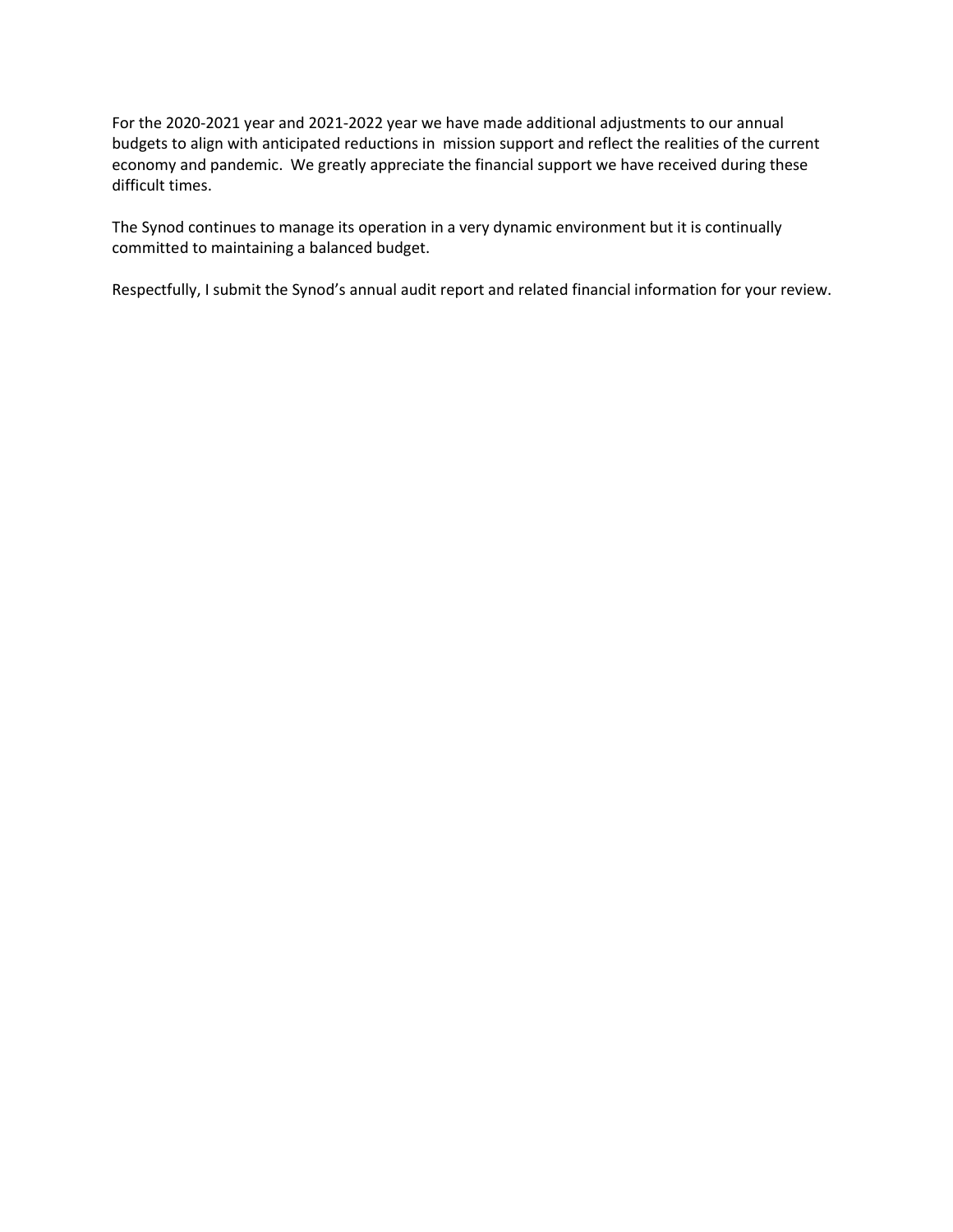For the 2020-2021 year and 2021-2022 year we have made additional adjustments to our annual budgets to align with anticipated reductions in mission support and reflect the realities of the current economy and pandemic. We greatly appreciate the financial support we have received during these difficult times.

The Synod continues to manage its operation in a very dynamic environment but it is continually committed to maintaining a balanced budget.

Respectfully, I submit the Synod's annual audit report and related financial information for your review.